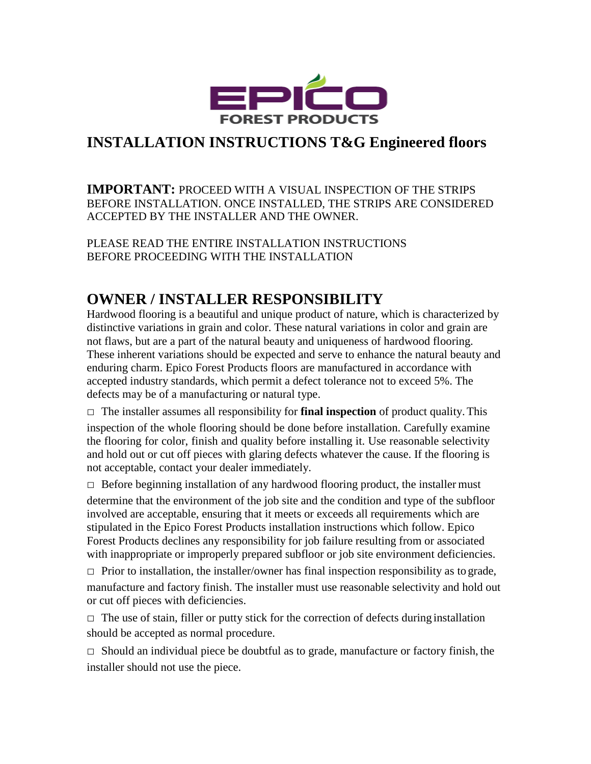EPICO FOREST PRODUCTS

# INSTALLATION INSTRUCTIONS T&G Engineered floors

**IMPORTANT:** PROCEED WITH A VISUAL INSPECTION OF THE STRIPS BEFORE INSTALLATION. ONCE INSTALLED, THE STRIPS ARE CONSIDERED ACCEPTED BY THE INSTALLER AND THE OWNER.

PLEASE READ THE ENTIRE INSTALLATION INSTRUCTIONS BEFORE PROCEEDING WITH THE INSTALLATION

## OWNER / INSTALLER RESPONSIBILITY

Hardwood flooring is a beautiful and unique product of nature, which is characterized by distinctive variations in grain and color. These natural variations in color and grain are not flaws, but are a part of the natural beauty and uniqueness of hardwood flooring. These inherent variations should be expected and serve to enhance the natural beauty and enduring charm. Epico Forest Products floors are manufactured in accordance with accepted industry standards, which permit a defect tolerance not to exceed 5%. The defects may be of a manufacturing or natural type.

- The installer assumes all responsibility for **final inspection** of product quality. This inspection of the whole flooring should be done before installation. Carefully examine the flooring for color, finish and quality before installing it. Use reasonable selectivity and hold out or cut off pieces with glaring defects whatever the cause. If the flooring is not acceptable, contact your dealer immediately.
- Before beginning installation of any hardwood flooring product, the installer must determine that the environment of the job site and the condition and type of the subfloor involved are acceptable, ensuring that it meets or exceeds all requirements which are stipulated in the Epico Forest Products installation instructions which follow. Epico Forest Products declines any responsibility for job failure resulting from or associated with inappropriate or improperly prepared subfloor or job site environment deficiencies.
- Prior to installation, the installer/owner has final inspection responsibility as to grade, manufacture and factory finish. The installer must use reasonable selectivity and hold out or cut off pieces with deficiencies.
- The use of stain, filler or putty stick for the correction of defects during installation should be accepted as normal procedure.
- Should an individual piece be doubtful as to grade, manufacture or factory finish, the installer should not use the piece.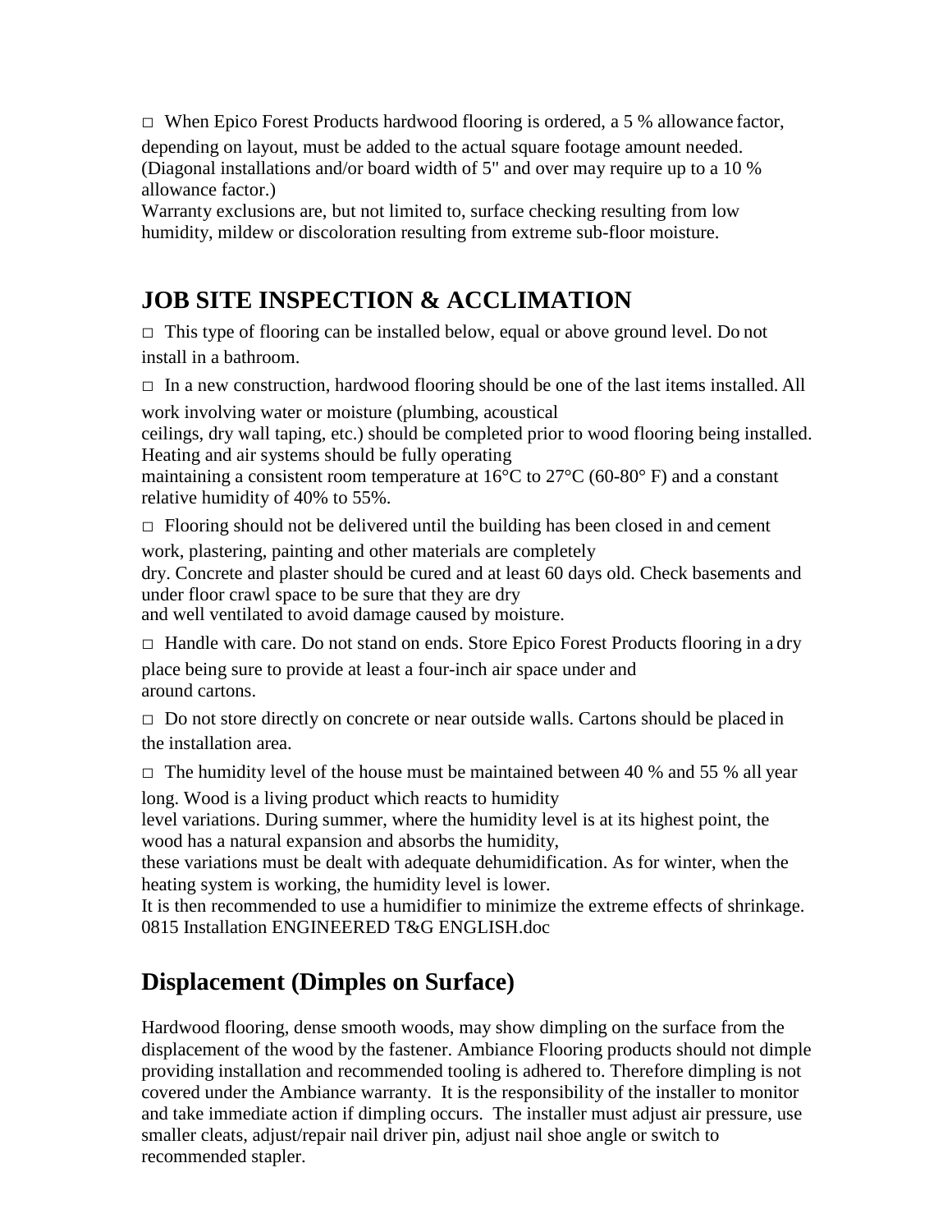□ When Epico Forest Products hardwood flooring is ordered, a 5 % allowance factor, depending on layout, must be added to the actual square footage amount needed. (Diagonal installations and/or board width of 5" and over may require up to a 10 % allowance factor.)
Warranty exclusions are, but not limited to, surface checking resulting from low humidity, mildew or discoloration resulting from extreme sub-floor moisture.

## JOB SITE INSPECTION & ACCLIMATION

□ This type of flooring can be installed below, equal or above ground level. Do not install in a bathroom.

□ In a new construction, hardwood flooring should be one of the last items installed. All work involving water or moisture (plumbing, acoustical ceilings, dry wall taping, etc.) should be completed prior to wood flooring being installed. Heating and air systems should be fully operating maintaining a consistent room temperature at 16°C to 27°C (60-80° F) and a constant relative humidity of 40% to 55%.

□ Flooring should not be delivered until the building has been closed in and cement work, plastering, painting and other materials are completely dry. Concrete and plaster should be cured and at least 60 days old. Check basements and under floor crawl space to be sure that they are dry and well ventilated to avoid damage caused by moisture.

□ Handle with care. Do not stand on ends. Store Epico Forest Products flooring in a dry place being sure to provide at least a four-inch air space under and around cartons.

□ Do not store directly on concrete or near outside walls. Cartons should be placed in the installation area.

□ The humidity level of the house must be maintained between 40 % and 55 % all year long. Wood is a living product which reacts to humidity level variations. During summer, where the humidity level is at its highest point, the wood has a natural expansion and absorbs the humidity, these variations must be dealt with adequate dehumidification. As for winter, when the heating system is working, the humidity level is lower.
It is then recommended to use a humidifier to minimize the extreme effects of shrinkage.
0815 Installation ENGINEERED T&G ENGLISH.doc

## Displacement (Dimples on Surface)

Hardwood flooring, dense smooth woods, may show dimpling on the surface from the displacement of the wood by the fastener. Ambiance Flooring products should not dimple providing installation and recommended tooling is adhered to. Therefore dimpling is not covered under the Ambiance warranty. It is the responsibility of the installer to monitor and take immediate action if dimpling occurs. The installer must adjust air pressure, use smaller cleats, adjust/repair nail driver pin, adjust nail shoe angle or switch to recommended stapler.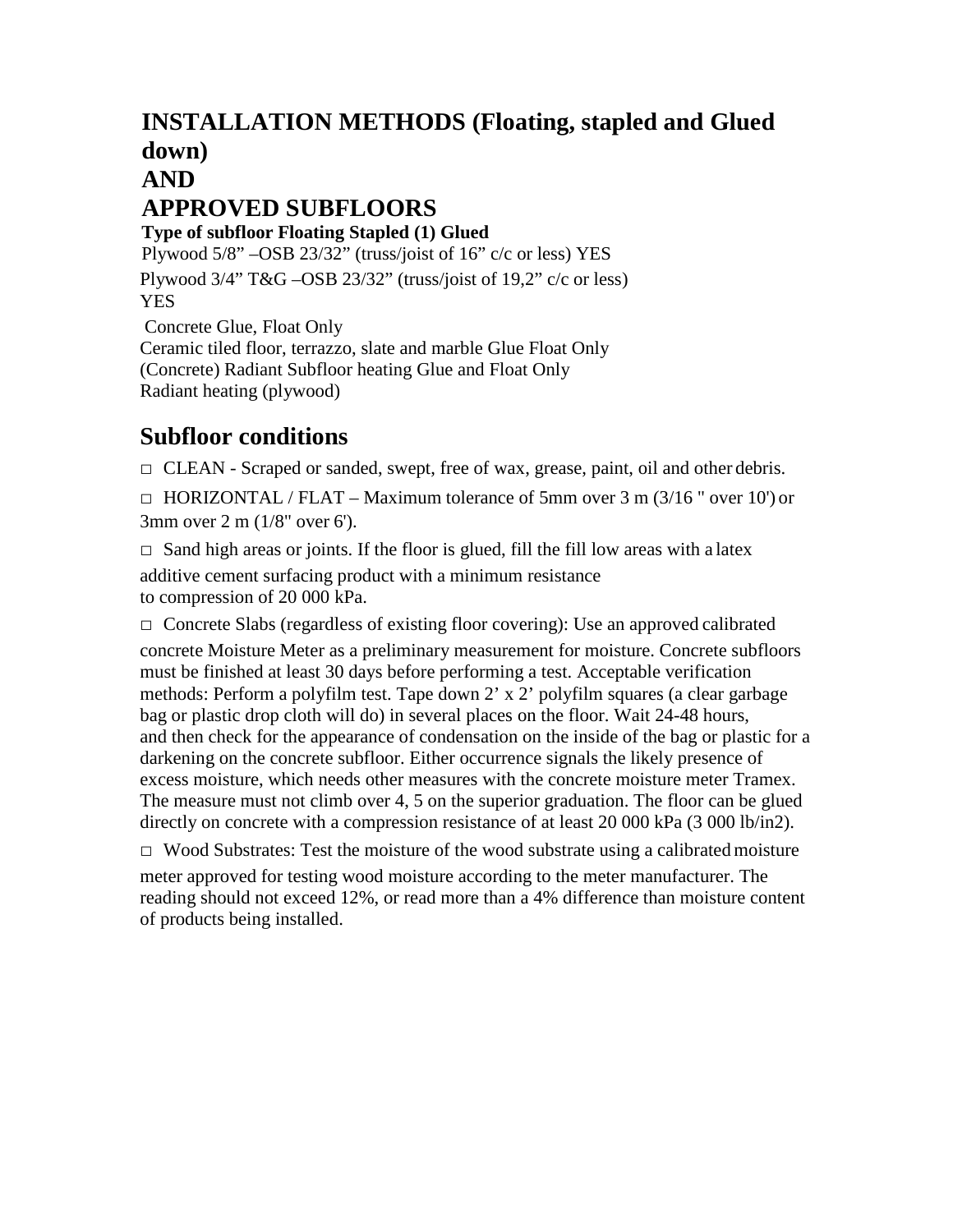# INSTALLATION METHODS (Floating, stapled and Glued down)
# AND
# APPROVED SUBFLOORS

**Type of subfloor Floating Stapled (1) Glued**

Plywood 5/8" –OSB 23/32" (truss/joist of 16" c/c or less) YES

Plywood 3/4" T&G –OSB 23/32" (truss/joist of 19,2" c/c or less) YES

Concrete Glue, Float Only

Ceramic tiled floor, terrazzo, slate and marble Glue Float Only

(Concrete) Radiant Subfloor heating Glue and Float Only

Radiant heating (plywood)

## Subfloor conditions

□ CLEAN - Scraped or sanded, swept, free of wax, grease, paint, oil and other debris.

□ HORIZONTAL / FLAT – Maximum tolerance of 5mm over 3 m (3/16 " over 10') or 3mm over 2 m (1/8" over 6').

□ Sand high areas or joints. If the floor is glued, fill the fill low areas with a latex additive cement surfacing product with a minimum resistance to compression of 20 000 kPa.

□ Concrete Slabs (regardless of existing floor covering): Use an approved calibrated concrete Moisture Meter as a preliminary measurement for moisture. Concrete subfloors must be finished at least 30 days before performing a test. Acceptable verification methods: Perform a polyfilm test. Tape down 2' x 2' polyfilm squares (a clear garbage bag or plastic drop cloth will do) in several places on the floor. Wait 24-48 hours, and then check for the appearance of condensation on the inside of the bag or plastic for a darkening on the concrete subfloor. Either occurrence signals the likely presence of excess moisture, which needs other measures with the concrete moisture meter Tramex. The measure must not climb over 4, 5 on the superior graduation. The floor can be glued directly on concrete with a compression resistance of at least 20 000 kPa (3 000 lb/in2).

□ Wood Substrates: Test the moisture of the wood substrate using a calibrated moisture meter approved for testing wood moisture according to the meter manufacturer. The reading should not exceed 12%, or read more than a 4% difference than moisture content of products being installed.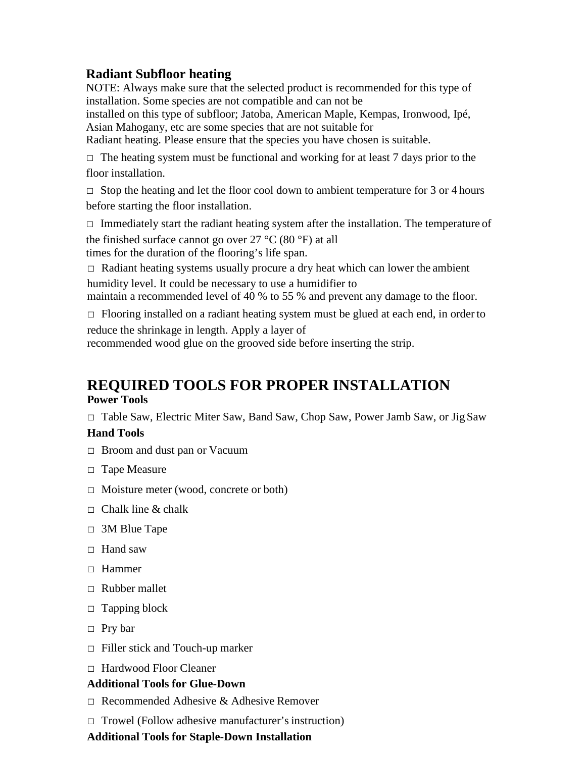### Radiant Subfloor heating

NOTE: Always make sure that the selected product is recommended for this type of installation. Some species are not compatible and can not be installed on this type of subfloor; Jatoba, American Maple, Kempas, Ironwood, Ipé, Asian Mahogany, etc are some species that are not suitable for Radiant heating. Please ensure that the species you have chosen is suitable.

- □ The heating system must be functional and working for at least 7 days prior to the floor installation.
- □ Stop the heating and let the floor cool down to ambient temperature for 3 or 4 hours before starting the floor installation.
- □ Immediately start the radiant heating system after the installation. The temperature of the finished surface cannot go over 27 °C (80 °F) at all times for the duration of the flooring's life span.
- □ Radiant heating systems usually procure a dry heat which can lower the ambient humidity level. It could be necessary to use a humidifier to maintain a recommended level of 40 % to 55 % and prevent any damage to the floor.
- □ Flooring installed on a radiant heating system must be glued at each end, in order to reduce the shrinkage in length. Apply a layer of recommended wood glue on the grooved side before inserting the strip.

## REQUIRED TOOLS FOR PROPER INSTALLATION

**Power Tools**

- □ Table Saw, Electric Miter Saw, Band Saw, Chop Saw, Power Jamb Saw, or Jig Saw

**Hand Tools**

- □ Broom and dust pan or Vacuum
- □ Tape Measure
- □ Moisture meter (wood, concrete or both)
- □ Chalk line & chalk
- □ 3M Blue Tape
- □ Hand saw
- □ Hammer
- □ Rubber mallet
- □ Tapping block
- □ Pry bar
- □ Filler stick and Touch-up marker
- □ Hardwood Floor Cleaner

**Additional Tools for Glue-Down**

- □ Recommended Adhesive & Adhesive Remover
- □ Trowel (Follow adhesive manufacturer's instruction)

**Additional Tools for Staple-Down Installation**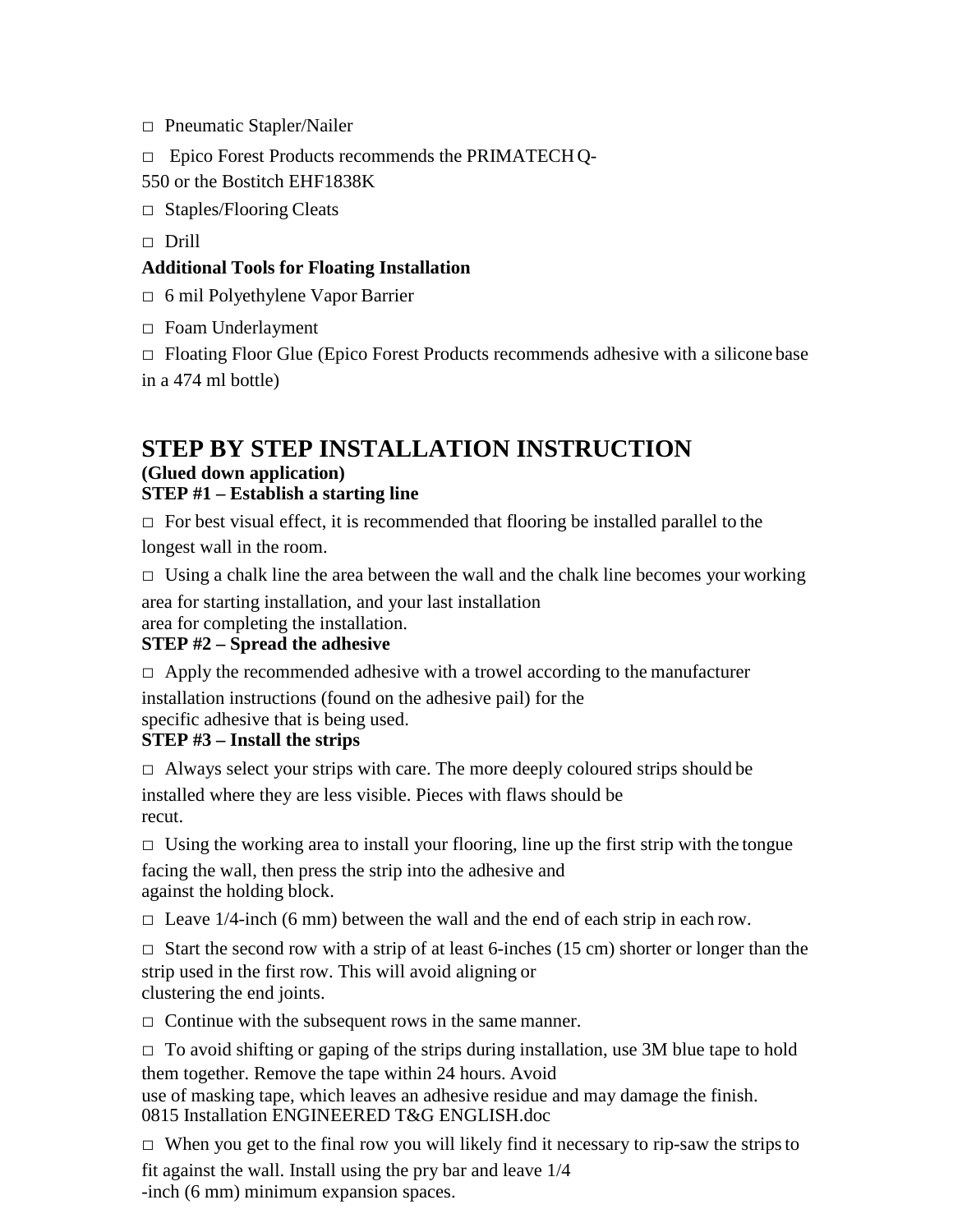□ Pneumatic Stapler/Nailer

□ Epico Forest Products recommends the PRIMATECH Q-550 or the Bostitch EHF1838K

□ Staples/Flooring Cleats

□ Drill

**Additional Tools for Floating Installation**

□ 6 mil Polyethylene Vapor Barrier

□ Foam Underlayment

□ Floating Floor Glue (Epico Forest Products recommends adhesive with a silicone base in a 474 ml bottle)

## STEP BY STEP INSTALLATION INSTRUCTION

**(Glued down application)**

**STEP #1 – Establish a starting line**

□ For best visual effect, it is recommended that flooring be installed parallel to the longest wall in the room.

□ Using a chalk line the area between the wall and the chalk line becomes your working area for starting installation, and your last installation area for completing the installation.

**STEP #2 – Spread the adhesive**

□ Apply the recommended adhesive with a trowel according to the manufacturer installation instructions (found on the adhesive pail) for the specific adhesive that is being used.

**STEP #3 – Install the strips**

□ Always select your strips with care. The more deeply coloured strips should be installed where they are less visible. Pieces with flaws should be recut.

□ Using the working area to install your flooring, line up the first strip with the tongue facing the wall, then press the strip into the adhesive and against the holding block.

□ Leave 1/4-inch (6 mm) between the wall and the end of each strip in each row.

□ Start the second row with a strip of at least 6-inches (15 cm) shorter or longer than the strip used in the first row. This will avoid aligning or clustering the end joints.

□ Continue with the subsequent rows in the same manner.

□ To avoid shifting or gaping of the strips during installation, use 3M blue tape to hold them together. Remove the tape within 24 hours. Avoid use of masking tape, which leaves an adhesive residue and may damage the finish.

□ When you get to the final row you will likely find it necessary to rip-saw the strips to fit against the wall. Install using the pry bar and leave 1/4-inch (6 mm) minimum expansion spaces.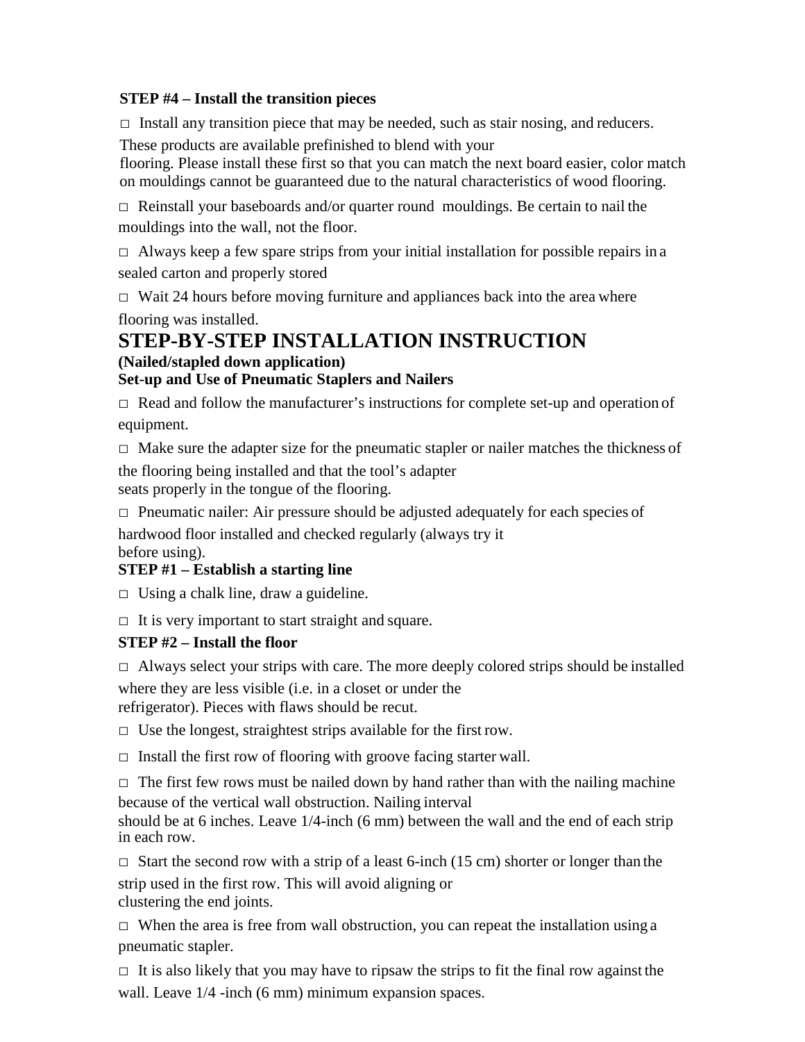**STEP #4 – Install the transition pieces**

- Install any transition piece that may be needed, such as stair nosing, and reducers. These products are available prefinished to blend with your flooring. Please install these first so that you can match the next board easier, color match on mouldings cannot be guaranteed due to the natural characteristics of wood flooring.
- Reinstall your baseboards and/or quarter round mouldings. Be certain to nail the mouldings into the wall, not the floor.
- Always keep a few spare strips from your initial installation for possible repairs in a sealed carton and properly stored
- Wait 24 hours before moving furniture and appliances back into the area where flooring was installed.

# STEP-BY-STEP INSTALLATION INSTRUCTION

**(Nailed/stapled down application)**

**Set-up and Use of Pneumatic Staplers and Nailers**

- Read and follow the manufacturer's instructions for complete set-up and operation of equipment.
- Make sure the adapter size for the pneumatic stapler or nailer matches the thickness of the flooring being installed and that the tool's adapter seats properly in the tongue of the flooring.
- Pneumatic nailer: Air pressure should be adjusted adequately for each species of hardwood floor installed and checked regularly (always try it before using).

**STEP #1 – Establish a starting line**

- Using a chalk line, draw a guideline.
- It is very important to start straight and square.

**STEP #2 – Install the floor**

- Always select your strips with care. The more deeply colored strips should be installed where they are less visible (i.e. in a closet or under the refrigerator). Pieces with flaws should be recut.
- Use the longest, straightest strips available for the first row.
- Install the first row of flooring with groove facing starter wall.
- The first few rows must be nailed down by hand rather than with the nailing machine because of the vertical wall obstruction. Nailing interval should be at 6 inches. Leave 1/4-inch (6 mm) between the wall and the end of each strip in each row.
- Start the second row with a strip of a least 6-inch (15 cm) shorter or longer than the strip used in the first row. This will avoid aligning or clustering the end joints.
- When the area is free from wall obstruction, you can repeat the installation using a pneumatic stapler.
- It is also likely that you may have to ripsaw the strips to fit the final row against the wall. Leave 1/4 -inch (6 mm) minimum expansion spaces.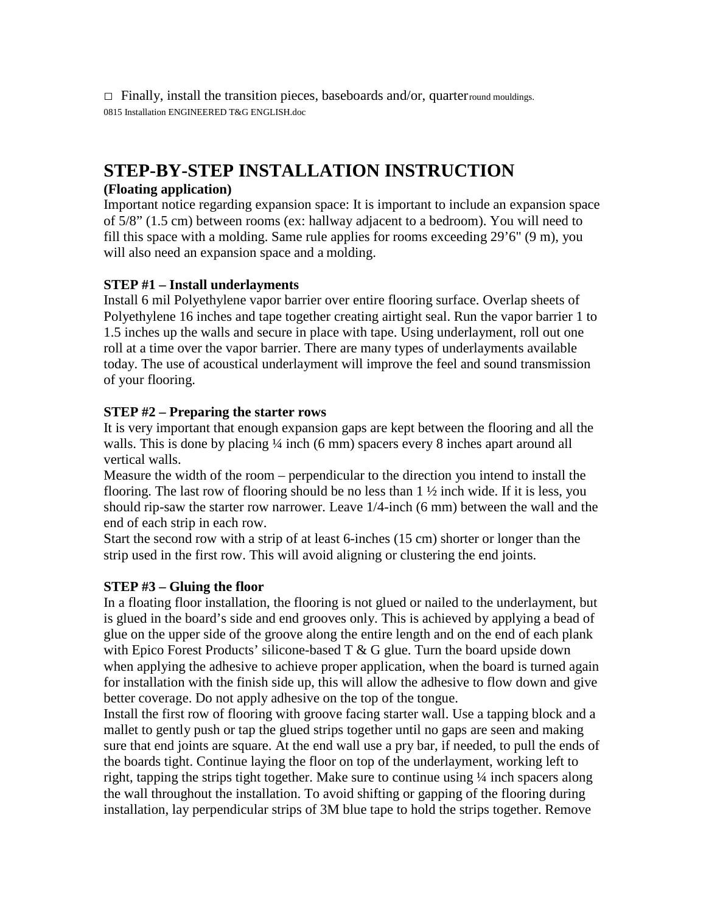☐ Finally, install the transition pieces, baseboards and/or, quarter round mouldings.

0815 Installation ENGINEERED T&G ENGLISH.doc

# STEP-BY-STEP INSTALLATION INSTRUCTION

**(Floating application)**

Important notice regarding expansion space: It is important to include an expansion space of 5/8" (1.5 cm) between rooms (ex: hallway adjacent to a bedroom). You will need to fill this space with a molding. Same rule applies for rooms exceeding 29'6" (9 m), you will also need an expansion space and a molding.

**STEP #1 – Install underlayments**

Install 6 mil Polyethylene vapor barrier over entire flooring surface. Overlap sheets of Polyethylene 16 inches and tape together creating airtight seal. Run the vapor barrier 1 to 1.5 inches up the walls and secure in place with tape. Using underlayment, roll out one roll at a time over the vapor barrier. There are many types of underlayments available today. The use of acoustical underlayment will improve the feel and sound transmission of your flooring.

**STEP #2 – Preparing the starter rows**

It is very important that enough expansion gaps are kept between the flooring and all the walls. This is done by placing ¼ inch (6 mm) spacers every 8 inches apart around all vertical walls.

Measure the width of the room – perpendicular to the direction you intend to install the flooring. The last row of flooring should be no less than 1 ½ inch wide. If it is less, you should rip-saw the starter row narrower. Leave 1/4-inch (6 mm) between the wall and the end of each strip in each row.

Start the second row with a strip of at least 6-inches (15 cm) shorter or longer than the strip used in the first row. This will avoid aligning or clustering the end joints.

**STEP #3 – Gluing the floor**

In a floating floor installation, the flooring is not glued or nailed to the underlayment, but is glued in the board's side and end grooves only. This is achieved by applying a bead of glue on the upper side of the groove along the entire length and on the end of each plank with Epico Forest Products' silicone-based T & G glue. Turn the board upside down when applying the adhesive to achieve proper application, when the board is turned again for installation with the finish side up, this will allow the adhesive to flow down and give better coverage. Do not apply adhesive on the top of the tongue.

Install the first row of flooring with groove facing starter wall. Use a tapping block and a mallet to gently push or tap the glued strips together until no gaps are seen and making sure that end joints are square. At the end wall use a pry bar, if needed, to pull the ends of the boards tight. Continue laying the floor on top of the underlayment, working left to right, tapping the strips tight together. Make sure to continue using ¼ inch spacers along the wall throughout the installation. To avoid shifting or gapping of the flooring during installation, lay perpendicular strips of 3M blue tape to hold the strips together. Remove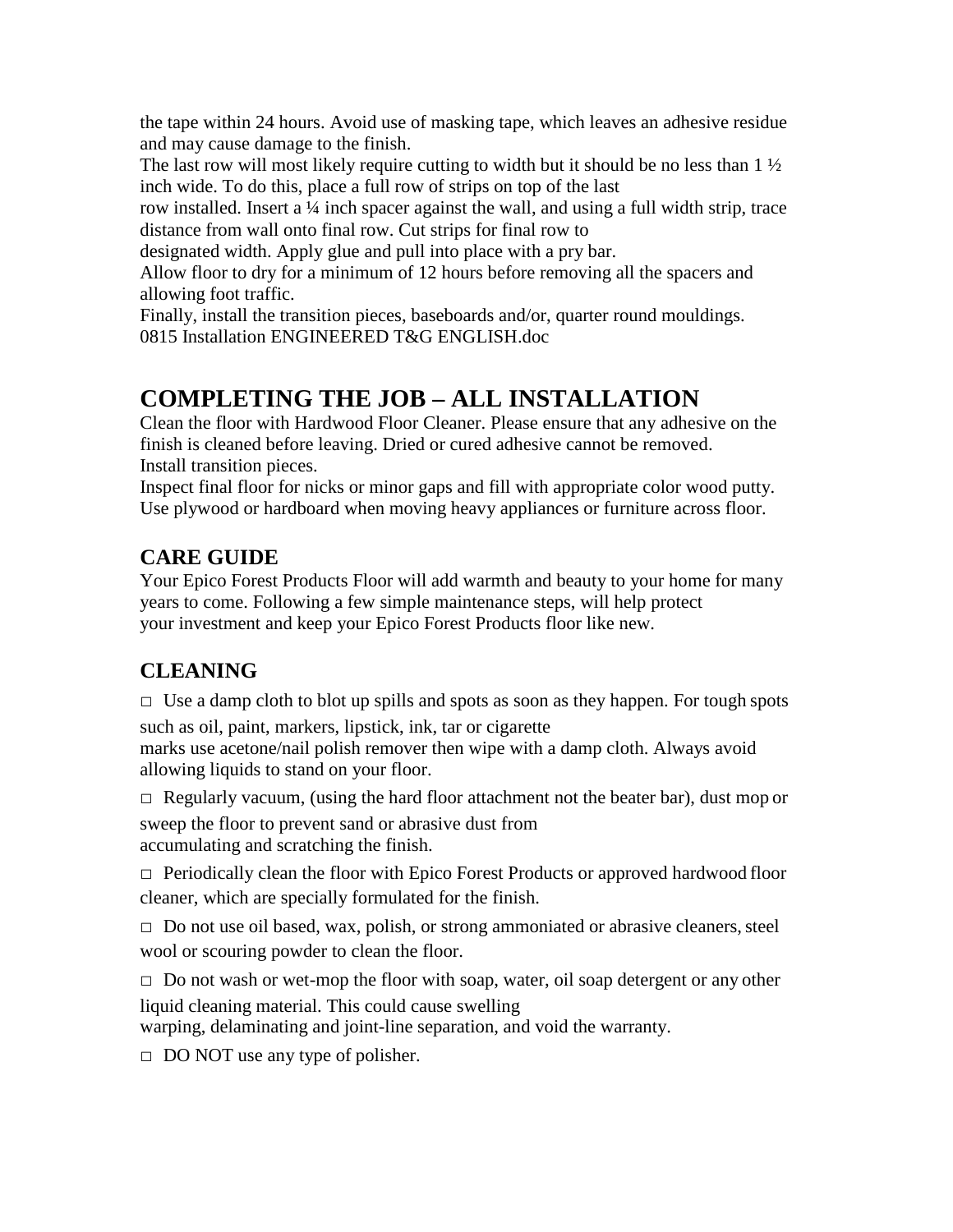the tape within 24 hours. Avoid use of masking tape, which leaves an adhesive residue and may cause damage to the finish.

The last row will most likely require cutting to width but it should be no less than 1 ½ inch wide. To do this, place a full row of strips on top of the last row installed. Insert a ¼ inch spacer against the wall, and using a full width strip, trace distance from wall onto final row. Cut strips for final row to designated width. Apply glue and pull into place with a pry bar.

Allow floor to dry for a minimum of 12 hours before removing all the spacers and allowing foot traffic.

Finally, install the transition pieces, baseboards and/or, quarter round mouldings.

0815 Installation ENGINEERED T&G ENGLISH.doc

## COMPLETING THE JOB – ALL INSTALLATION

Clean the floor with Hardwood Floor Cleaner. Please ensure that any adhesive on the finish is cleaned before leaving. Dried or cured adhesive cannot be removed.

Install transition pieces.

Inspect final floor for nicks or minor gaps and fill with appropriate color wood putty.

Use plywood or hardboard when moving heavy appliances or furniture across floor.

### CARE GUIDE

Your Epico Forest Products Floor will add warmth and beauty to your home for many years to come. Following a few simple maintenance steps, will help protect your investment and keep your Epico Forest Products floor like new.

### CLEANING

□ Use a damp cloth to blot up spills and spots as soon as they happen. For tough spots such as oil, paint, markers, lipstick, ink, tar or cigarette marks use acetone/nail polish remover then wipe with a damp cloth. Always avoid allowing liquids to stand on your floor.

□ Regularly vacuum, (using the hard floor attachment not the beater bar), dust mop or sweep the floor to prevent sand or abrasive dust from accumulating and scratching the finish.

□ Periodically clean the floor with Epico Forest Products or approved hardwood floor cleaner, which are specially formulated for the finish.

□ Do not use oil based, wax, polish, or strong ammoniated or abrasive cleaners, steel wool or scouring powder to clean the floor.

□ Do not wash or wet-mop the floor with soap, water, oil soap detergent or any other liquid cleaning material. This could cause swelling warping, delaminating and joint-line separation, and void the warranty.

□ DO NOT use any type of polisher.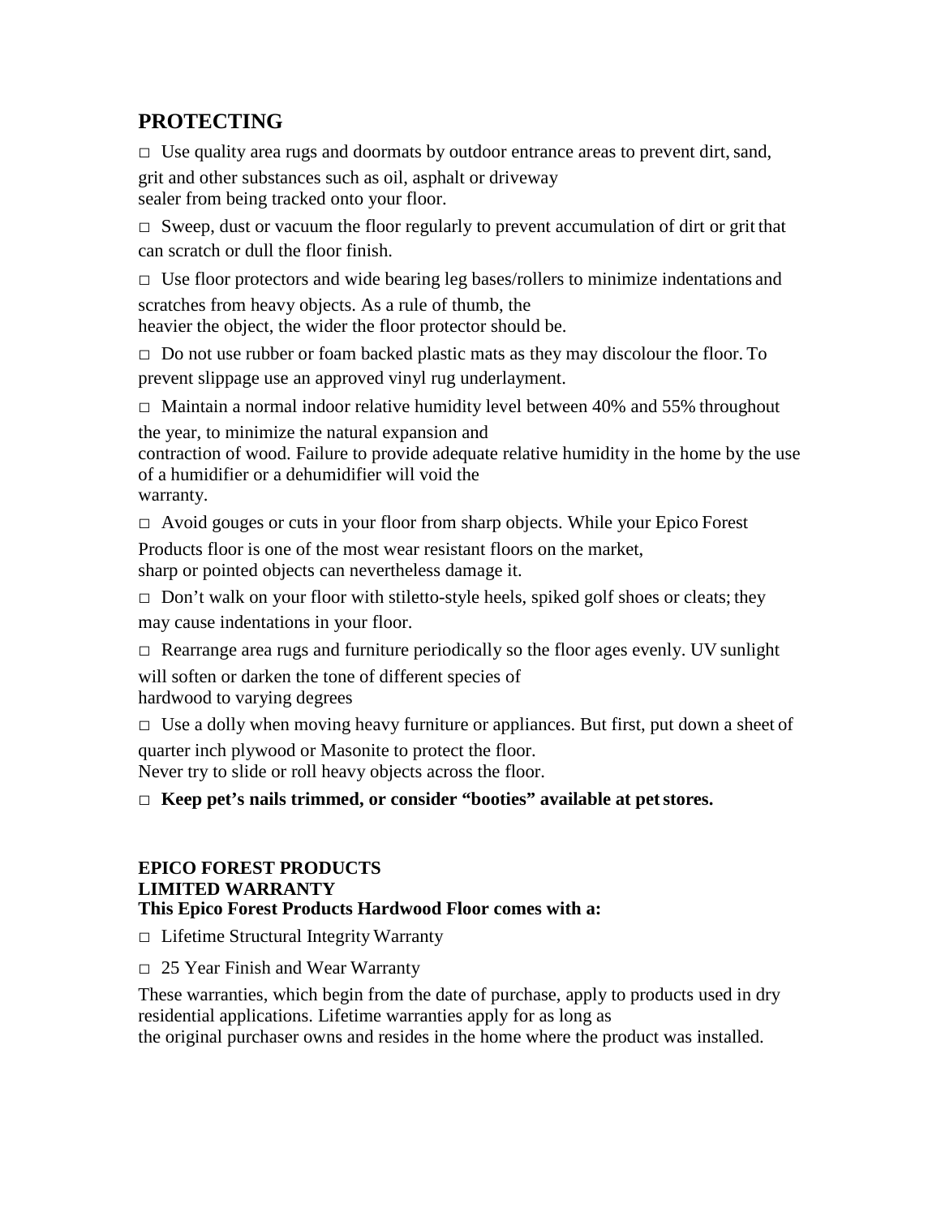## PROTECTING

□ Use quality area rugs and doormats by outdoor entrance areas to prevent dirt, sand, grit and other substances such as oil, asphalt or driveway sealer from being tracked onto your floor.

□ Sweep, dust or vacuum the floor regularly to prevent accumulation of dirt or grit that can scratch or dull the floor finish.

□ Use floor protectors and wide bearing leg bases/rollers to minimize indentations and scratches from heavy objects. As a rule of thumb, the heavier the object, the wider the floor protector should be.

□ Do not use rubber or foam backed plastic mats as they may discolour the floor. To prevent slippage use an approved vinyl rug underlayment.

□ Maintain a normal indoor relative humidity level between 40% and 55% throughout the year, to minimize the natural expansion and contraction of wood. Failure to provide adequate relative humidity in the home by the use of a humidifier or a dehumidifier will void the warranty.

□ Avoid gouges or cuts in your floor from sharp objects. While your Epico Forest Products floor is one of the most wear resistant floors on the market, sharp or pointed objects can nevertheless damage it.

□ Don't walk on your floor with stiletto-style heels, spiked golf shoes or cleats; they may cause indentations in your floor.

□ Rearrange area rugs and furniture periodically so the floor ages evenly. UV sunlight will soften or darken the tone of different species of hardwood to varying degrees

□ Use a dolly when moving heavy furniture or appliances. But first, put down a sheet of quarter inch plywood or Masonite to protect the floor. Never try to slide or roll heavy objects across the floor.

□ **Keep pet's nails trimmed, or consider "booties" available at pet stores.**

### EPICO FOREST PRODUCTS
### LIMITED WARRANTY

**This Epico Forest Products Hardwood Floor comes with a:**

□ Lifetime Structural Integrity Warranty

□ 25 Year Finish and Wear Warranty

These warranties, which begin from the date of purchase, apply to products used in dry residential applications. Lifetime warranties apply for as long as the original purchaser owns and resides in the home where the product was installed.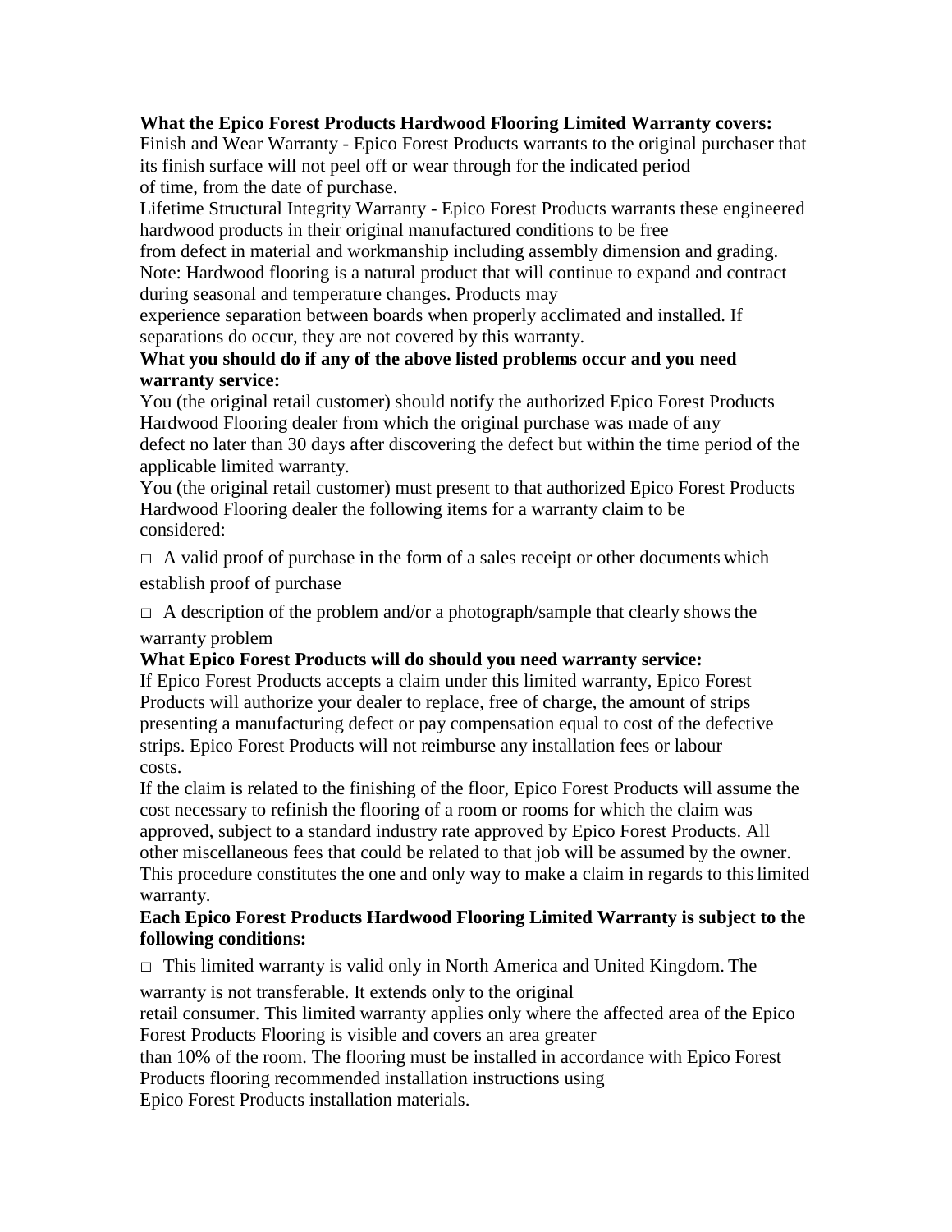**What the Epico Forest Products Hardwood Flooring Limited Warranty covers:**

Finish and Wear Warranty - Epico Forest Products warrants to the original purchaser that its finish surface will not peel off or wear through for the indicated period of time, from the date of purchase.

Lifetime Structural Integrity Warranty - Epico Forest Products warrants these engineered hardwood products in their original manufactured conditions to be free from defect in material and workmanship including assembly dimension and grading.

Note: Hardwood flooring is a natural product that will continue to expand and contract during seasonal and temperature changes. Products may experience separation between boards when properly acclimated and installed. If separations do occur, they are not covered by this warranty.

**What you should do if any of the above listed problems occur and you need warranty service:**

You (the original retail customer) should notify the authorized Epico Forest Products Hardwood Flooring dealer from which the original purchase was made of any defect no later than 30 days after discovering the defect but within the time period of the applicable limited warranty.

You (the original retail customer) must present to that authorized Epico Forest Products Hardwood Flooring dealer the following items for a warranty claim to be considered:

- A valid proof of purchase in the form of a sales receipt or other documents which establish proof of purchase
- A description of the problem and/or a photograph/sample that clearly shows the warranty problem

**What Epico Forest Products will do should you need warranty service:**

If Epico Forest Products accepts a claim under this limited warranty, Epico Forest Products will authorize your dealer to replace, free of charge, the amount of strips presenting a manufacturing defect or pay compensation equal to cost of the defective strips. Epico Forest Products will not reimburse any installation fees or labour costs.

If the claim is related to the finishing of the floor, Epico Forest Products will assume the cost necessary to refinish the flooring of a room or rooms for which the claim was approved, subject to a standard industry rate approved by Epico Forest Products. All other miscellaneous fees that could be related to that job will be assumed by the owner. This procedure constitutes the one and only way to make a claim in regards to this limited warranty.

**Each Epico Forest Products Hardwood Flooring Limited Warranty is subject to the following conditions:**

- This limited warranty is valid only in North America and United Kingdom. The warranty is not transferable. It extends only to the original retail consumer. This limited warranty applies only where the affected area of the Epico Forest Products Flooring is visible and covers an area greater than 10% of the room. The flooring must be installed in accordance with Epico Forest Products flooring recommended installation instructions using Epico Forest Products installation materials.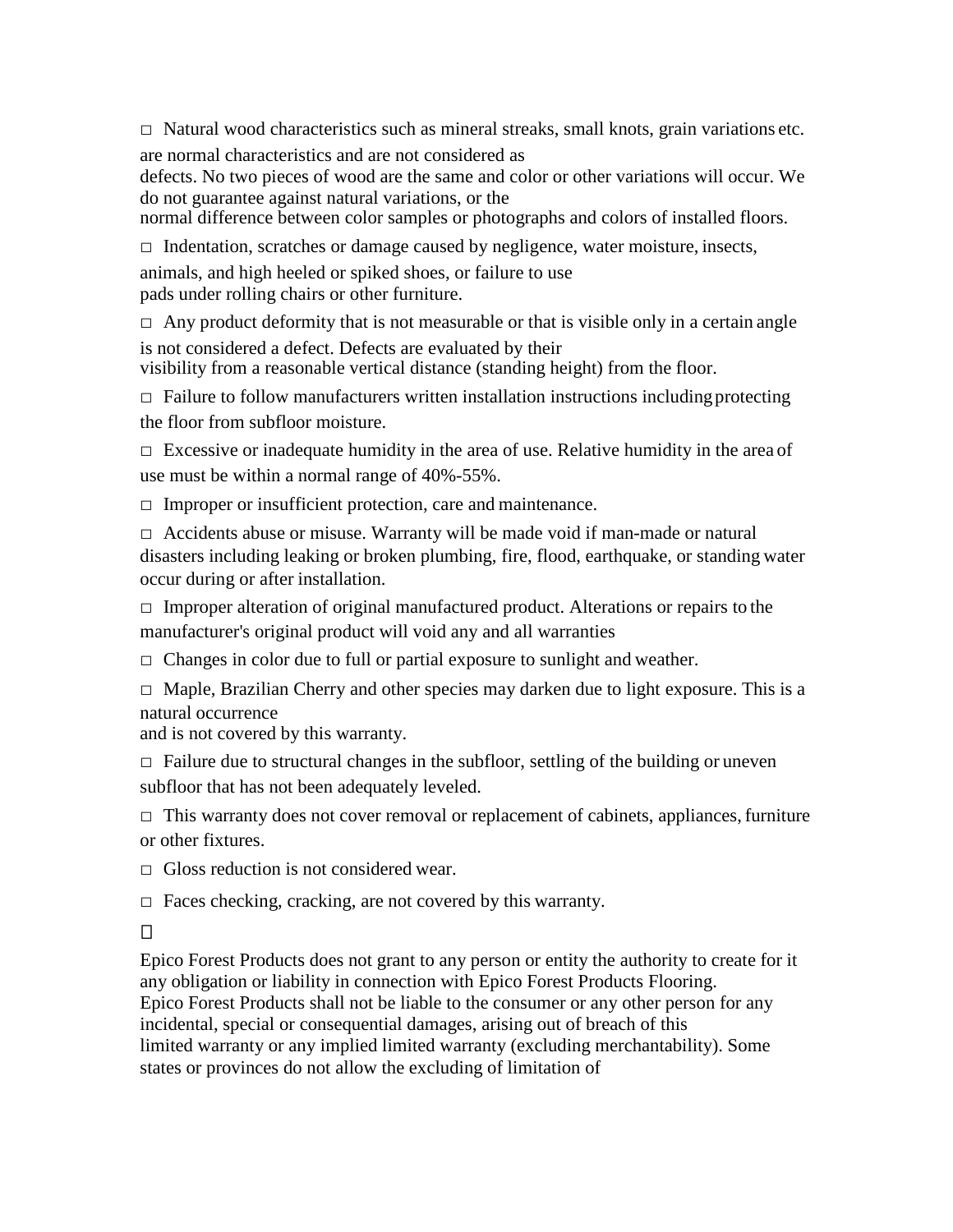- Natural wood characteristics such as mineral streaks, small knots, grain variations etc. are normal characteristics and are not considered as defects. No two pieces of wood are the same and color or other variations will occur. We do not guarantee against natural variations, or the normal difference between color samples or photographs and colors of installed floors.
- Indentation, scratches or damage caused by negligence, water moisture, insects, animals, and high heeled or spiked shoes, or failure to use pads under rolling chairs or other furniture.
- Any product deformity that is not measurable or that is visible only in a certain angle is not considered a defect. Defects are evaluated by their visibility from a reasonable vertical distance (standing height) from the floor.
- Failure to follow manufacturers written installation instructions including protecting the floor from subfloor moisture.
- Excessive or inadequate humidity in the area of use. Relative humidity in the area of use must be within a normal range of 40%-55%.
- Improper or insufficient protection, care and maintenance.
- Accidents abuse or misuse. Warranty will be made void if man-made or natural disasters including leaking or broken plumbing, fire, flood, earthquake, or standing water occur during or after installation.
- Improper alteration of original manufactured product. Alterations or repairs to the manufacturer's original product will void any and all warranties
- Changes in color due to full or partial exposure to sunlight and weather.
- Maple, Brazilian Cherry and other species may darken due to light exposure. This is a natural occurrence and is not covered by this warranty.
- Failure due to structural changes in the subfloor, settling of the building or uneven subfloor that has not been adequately leveled.
- This warranty does not cover removal or replacement of cabinets, appliances, furniture or other fixtures.
- Gloss reduction is not considered wear.
- Faces checking, cracking, are not covered by this warranty.

Epico Forest Products does not grant to any person or entity the authority to create for it any obligation or liability in connection with Epico Forest Products Flooring. Epico Forest Products shall not be liable to the consumer or any other person for any incidental, special or consequential damages, arising out of breach of this limited warranty or any implied limited warranty (excluding merchantability). Some states or provinces do not allow the excluding of limitation of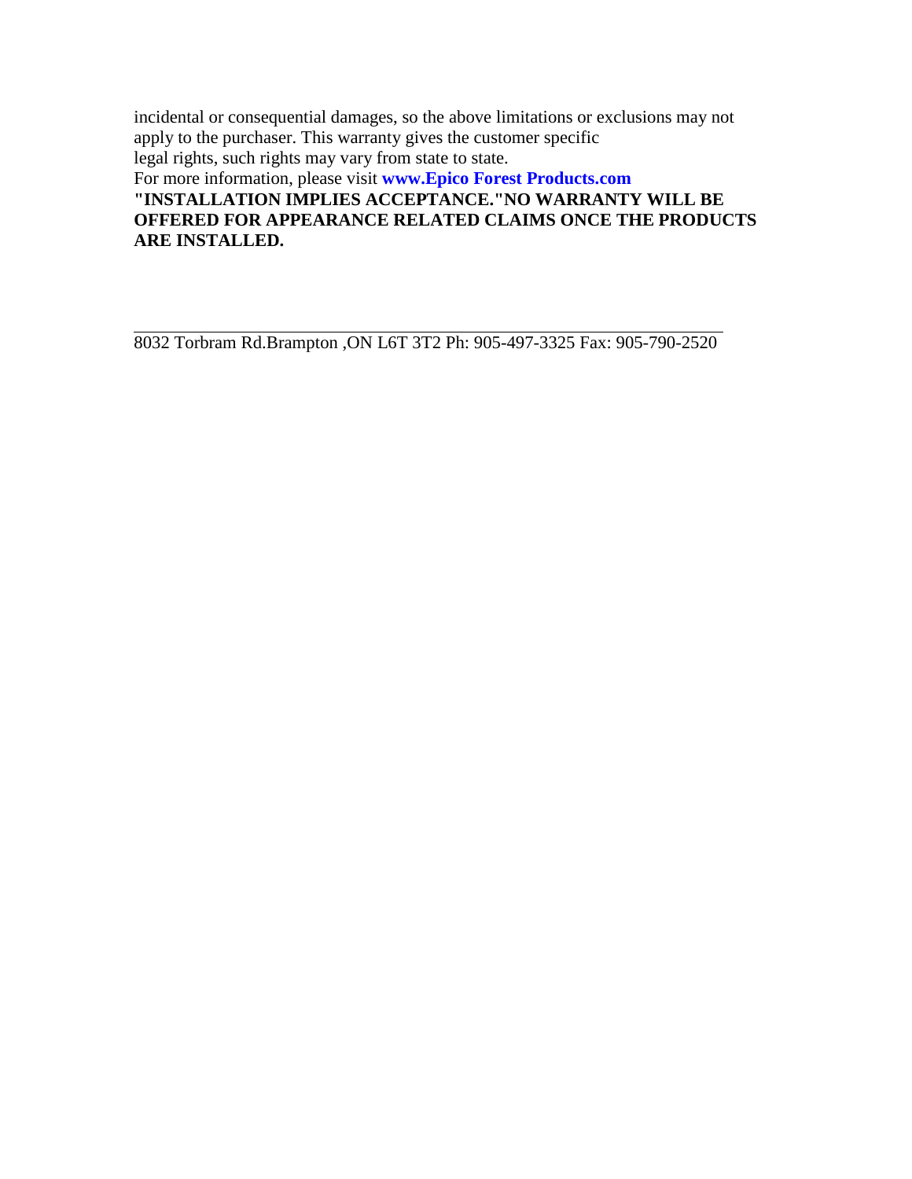incidental or consequential damages, so the above limitations or exclusions may not apply to the purchaser. This warranty gives the customer specific legal rights, such rights may vary from state to state.

For more information, please visit **www.Epico Forest Products.com**

**"INSTALLATION IMPLIES ACCEPTANCE."NO WARRANTY WILL BE OFFERED FOR APPEARANCE RELATED CLAIMS ONCE THE PRODUCTS ARE INSTALLED.**

---

8032 Torbram Rd.Brampton ,ON L6T 3T2 Ph: 905-497-3325 Fax: 905-790-2520